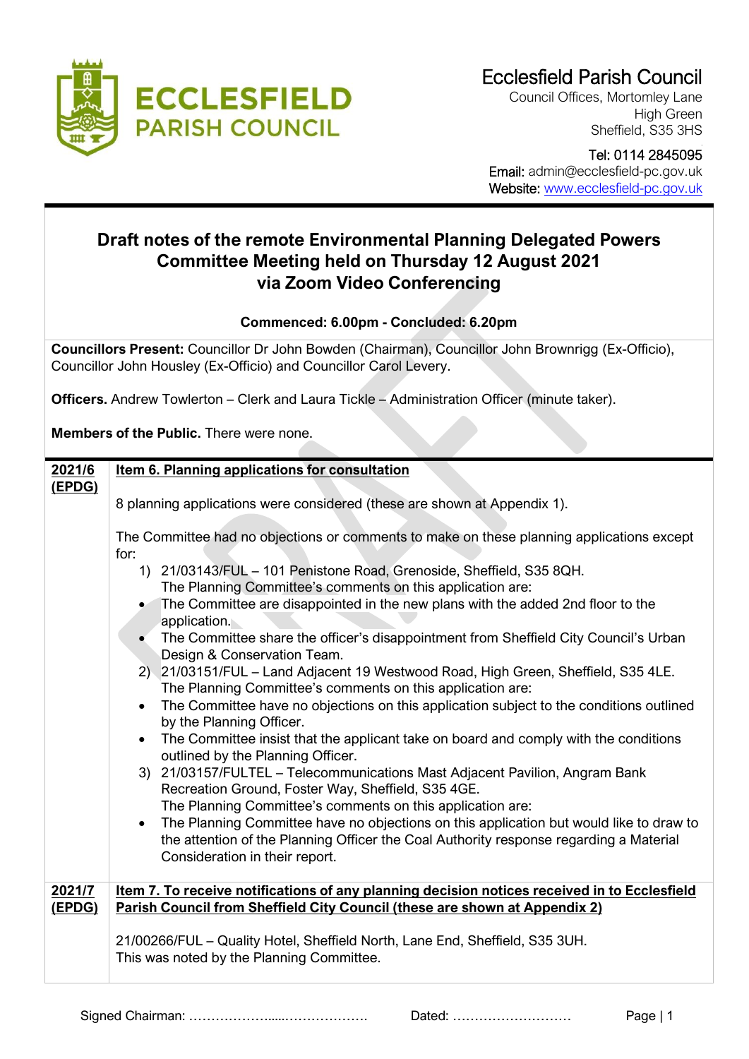# Ecclesfield Parish Council

Council Offices, Mortomley Lane
High Green
Sheffield, S35 3HS

Tel: 0114 2845095
Email: admin@ecclesfield-pc.gov.uk
Website: www.ecclesfield-pc.gov.uk

## Draft notes of the remote Environmental Planning Delegated Powers Committee Meeting held on Thursday 12 August 2021 via Zoom Video Conferencing

**Commenced: 6.00pm - Concluded: 6.20pm**

**Councillors Present:** Councillor Dr John Bowden (Chairman), Councillor John Brownrigg (Ex-Officio), Councillor John Housley (Ex-Officio) and Councillor Carol Levery.

**Officers.** Andrew Towlerton – Clerk and Laura Tickle – Administration Officer (minute taker).

**Members of the Public.** There were none.

**2021/6 (EPDG)**

**Item 6. Planning applications for consultation**

8 planning applications were considered (these are shown at Appendix 1).

The Committee had no objections or comments to make on these planning applications except for:

1) 21/03143/FUL – 101 Penistone Road, Grenoside, Sheffield, S35 8QH.
   The Planning Committee's comments on this application are:
   - The Committee are disappointed in the new plans with the added 2nd floor to the application.
   - The Committee share the officer's disappointment from Sheffield City Council's Urban Design & Conservation Team.
2) 21/03151/FUL – Land Adjacent 19 Westwood Road, High Green, Sheffield, S35 4LE.
   The Planning Committee's comments on this application are:
   - The Committee have no objections on this application subject to the conditions outlined by the Planning Officer.
   - The Committee insist that the applicant take on board and comply with the conditions outlined by the Planning Officer.
3) 21/03157/FULTEL – Telecommunications Mast Adjacent Pavilion, Angram Bank Recreation Ground, Foster Way, Sheffield, S35 4GE.
   The Planning Committee's comments on this application are:
   - The Planning Committee have no objections on this application but would like to draw to the attention of the Planning Officer the Coal Authority response regarding a Material Consideration in their report.

**2021/7 (EPDG)**

**Item 7. To receive notifications of any planning decision notices received in to Ecclesfield Parish Council from Sheffield City Council (these are shown at Appendix 2)**

21/00266/FUL – Quality Hotel, Sheffield North, Lane End, Sheffield, S35 3UH.
This was noted by the Planning Committee.

Signed Chairman: ……………………………………… Dated: ………………………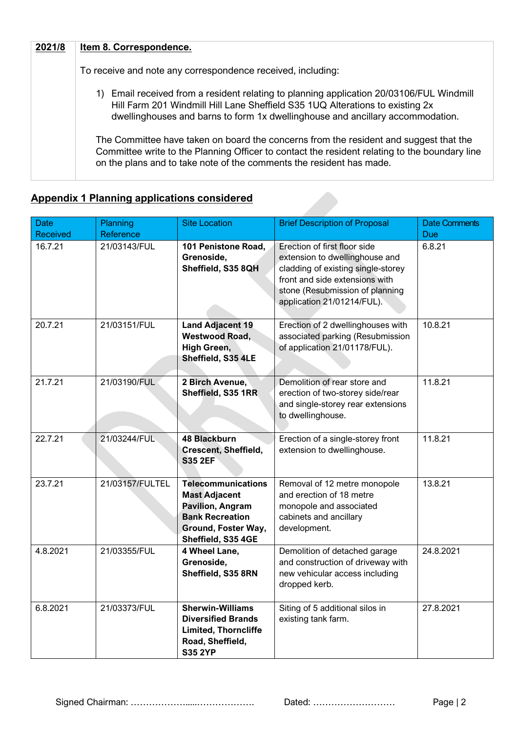| 2021/8 | **Item 8. Correspondence.** |
|---|---|
| | To receive and note any correspondence received, including:<br><br>1) Email received from a resident relating to planning application 20/03106/FUL Windmill Hill Farm 201 Windmill Hill Lane Sheffield S35 1UQ Alterations to existing 2x dwellinghouses and barns to form 1x dwellinghouse and ancillary accommodation.<br><br>The Committee have taken on board the concerns from the resident and suggest that the Committee write to the Planning Officer to contact the resident relating to the boundary line on the plans and to take note of the comments the resident has made. |

## Appendix 1 Planning applications considered

| Date Received | Planning Reference | Site Location | Brief Description of Proposal | Date Comments Due |
|---|---|---|---|---|
| 16.7.21 | 21/03143/FUL | **101 Penistone Road, Grenoside, Sheffield, S35 8QH** | Erection of first floor side extension to dwellinghouse and cladding of existing single-storey front and side extensions with stone (Resubmission of planning application 21/01214/FUL). | 6.8.21 |
| 20.7.21 | 21/03151/FUL | **Land Adjacent 19 Westwood Road, High Green, Sheffield, S35 4LE** | Erection of 2 dwellinghouses with associated parking (Resubmission of application 21/01178/FUL). | 10.8.21 |
| 21.7.21 | 21/03190/FUL | **2 Birch Avenue, Sheffield, S35 1RR** | Demolition of rear store and erection of two-storey side/rear and single-storey rear extensions to dwellinghouse. | 11.8.21 |
| 22.7.21 | 21/03244/FUL | **48 Blackburn Crescent, Sheffield, S35 2EF** | Erection of a single-storey front extension to dwellinghouse. | 11.8.21 |
| 23.7.21 | 21/03157/FULTEL | **Telecommunications Mast Adjacent Pavilion, Angram Bank Recreation Ground, Foster Way, Sheffield, S35 4GE** | Removal of 12 metre monopole and erection of 18 metre monopole and associated cabinets and ancillary development. | 13.8.21 |
| 4.8.2021 | 21/03355/FUL | **4 Wheel Lane, Grenoside, Sheffield, S35 8RN** | Demolition of detached garage and construction of driveway with new vehicular access including dropped kerb. | 24.8.2021 |
| 6.8.2021 | 21/03373/FUL | **Sherwin-Williams Diversified Brands Limited, Thorncliffe Road, Sheffield, S35 2YP** | Siting of 5 additional silos in existing tank farm. | 27.8.2021 |

Signed Chairman: ………………….....……………… Dated: ………………………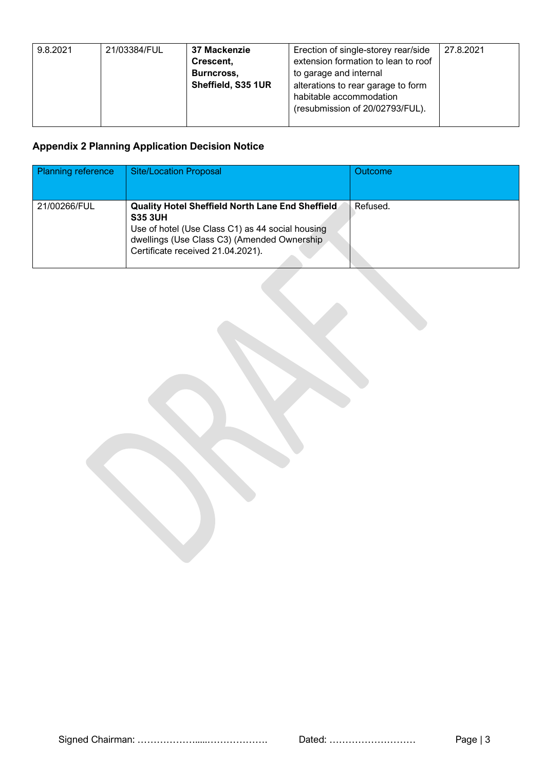| | | | | |
|---|---|---|---|---|
| 9.8.2021 | 21/03384/FUL | **37 Mackenzie Crescent, Burncross, Sheffield, S35 1UR** | Erection of single-storey rear/side extension formation to lean to roof to garage and internal alterations to rear garage to form habitable accommodation (resubmission of 20/02793/FUL). | 27.8.2021 |

### Appendix 2 Planning Application Decision Notice

| Planning reference | Site/Location Proposal | Outcome |
|---|---|---|
| 21/00266/FUL | **Quality Hotel Sheffield North Lane End Sheffield S35 3UH** Use of hotel (Use Class C1) as 44 social housing dwellings (Use Class C3) (Amended Ownership Certificate received 21.04.2021). | Refused. |

DRAFT

Signed Chairman: …………………....………………. Dated: ………………………